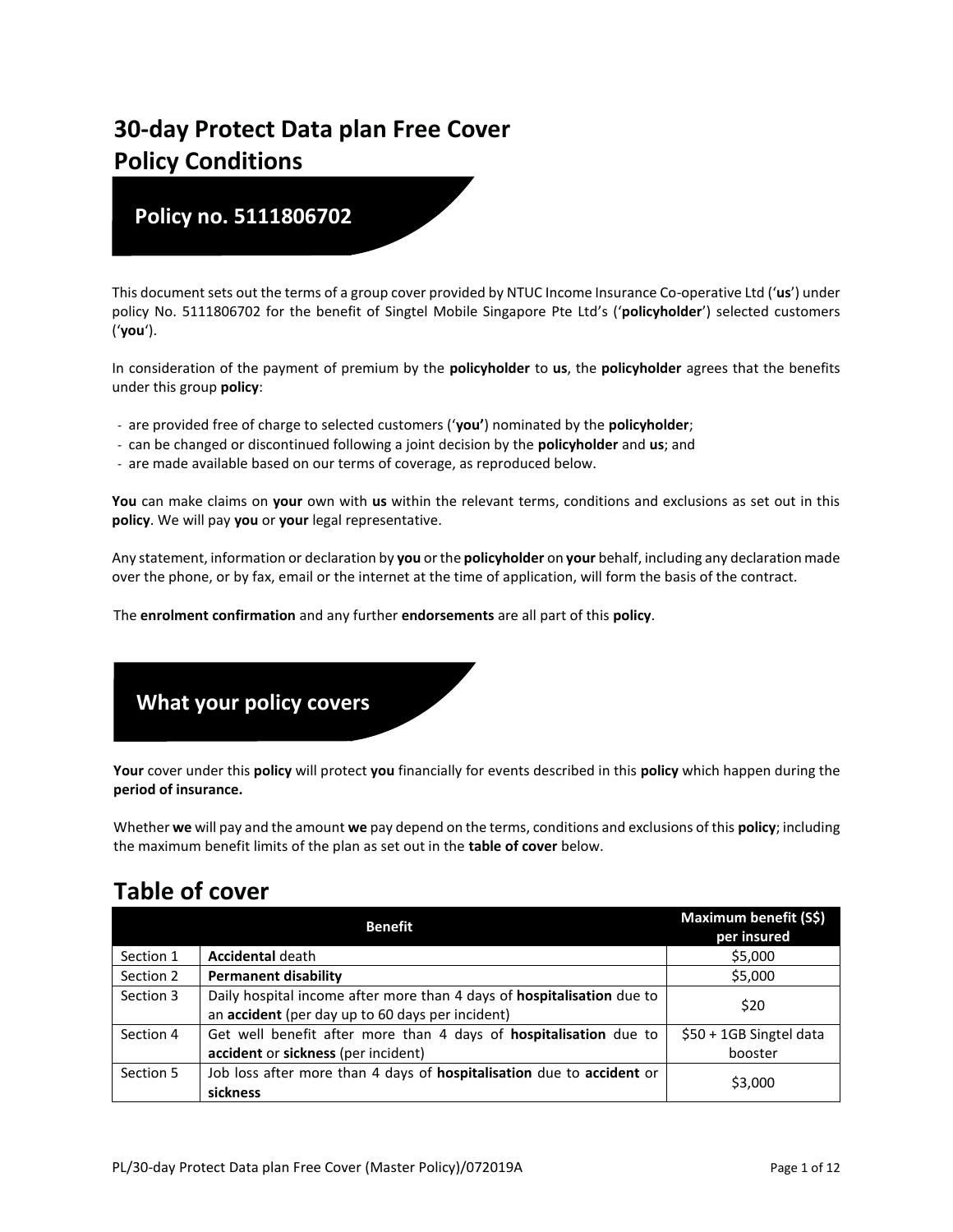# 30-day Protect Data plan Free Cover Policy Conditions

## Policy no. 5111806702

This document sets out the terms of a group cover provided by NTUC Income Insurance Co-operative Ltd ('**us**') under policy No. 5111806702 for the benefit of Singtel Mobile Singapore Pte Ltd's ('**policyholder**') selected customers ('**you**').

In consideration of the payment of premium by the **policyholder** to **us**, the **policyholder** agrees that the benefits under this group **policy**:

- are provided free of charge to selected customers ('**you'**) nominated by the **policyholder**;
- can be changed or discontinued following a joint decision by the **policyholder** and **us**; and
- are made available based on our terms of coverage, as reproduced below.

**You** can make claims on **your** own with **us** within the relevant terms, conditions and exclusions as set out in this **policy**. We will pay **you** or **your** legal representative.

Any statement, information or declaration by **you** or the **policyholder** on **your** behalf, including any declaration made over the phone, or by fax, email or the internet at the time of application, will form the basis of the contract.

The **enrolment confirmation** and any further **endorsements** are all part of this **policy**.

## What your policy covers

**Your** cover under this **policy** will protect **you** financially for events described in this **policy** which happen during the **period of insurance.**

Whether **we** will pay and the amount **we** pay depend on the terms, conditions and exclusions of this **policy**; including the maximum benefit limits of the plan as set out in the **table of cover** below.

# Table of cover

| | Benefit | Maximum benefit (S$) per insured |
|---|---|---|
| Section 1 | **Accidental** death | $5,000 |
| Section 2 | **Permanent disability** | $5,000 |
| Section 3 | Daily hospital income after more than 4 days of **hospitalisation** due to an **accident** (per day up to 60 days per incident) | $20 |
| Section 4 | Get well benefit after more than 4 days of **hospitalisation** due to **accident** or **sickness** (per incident) | $50 + 1GB Singtel data booster |
| Section 5 | Job loss after more than 4 days of **hospitalisation** due to **accident** or **sickness** | $3,000 |

PL/30-day Protect Data plan Free Cover (Master Policy)/072019A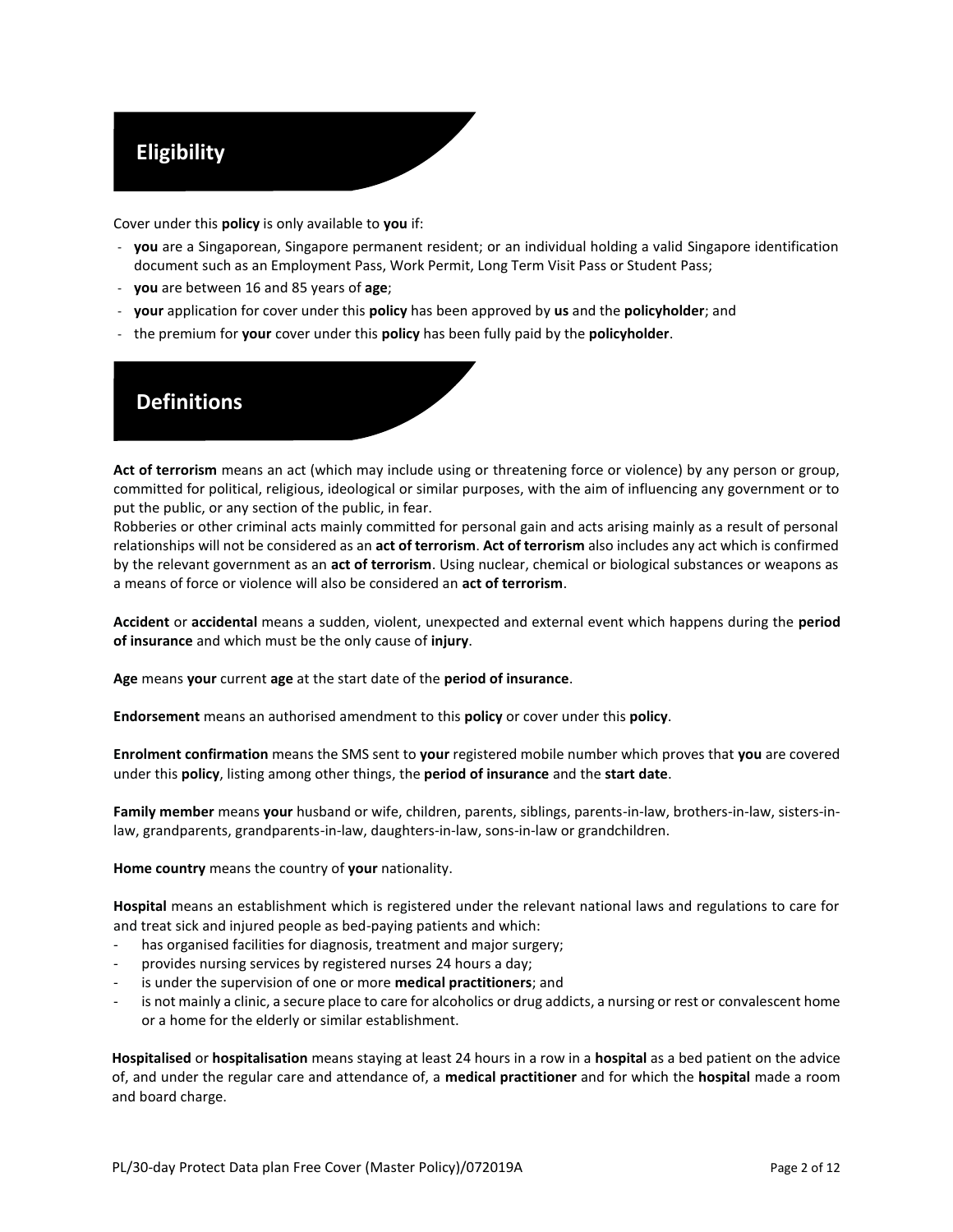## Eligibility

Cover under this **policy** is only available to **you** if:

- **you** are a Singaporean, Singapore permanent resident; or an individual holding a valid Singapore identification document such as an Employment Pass, Work Permit, Long Term Visit Pass or Student Pass;
- **you** are between 16 and 85 years of **age**;
- **your** application for cover under this **policy** has been approved by **us** and the **policyholder**; and
- the premium for **your** cover under this **policy** has been fully paid by the **policyholder**.

## Definitions

**Act of terrorism** means an act (which may include using or threatening force or violence) by any person or group, committed for political, religious, ideological or similar purposes, with the aim of influencing any government or to put the public, or any section of the public, in fear.
Robberies or other criminal acts mainly committed for personal gain and acts arising mainly as a result of personal relationships will not be considered as an **act of terrorism**. **Act of terrorism** also includes any act which is confirmed by the relevant government as an **act of terrorism**. Using nuclear, chemical or biological substances or weapons as a means of force or violence will also be considered an **act of terrorism**.

**Accident** or **accidental** means a sudden, violent, unexpected and external event which happens during the **period of insurance** and which must be the only cause of **injury**.

**Age** means **your** current **age** at the start date of the **period of insurance**.

**Endorsement** means an authorised amendment to this **policy** or cover under this **policy**.

**Enrolment confirmation** means the SMS sent to **your** registered mobile number which proves that **you** are covered under this **policy**, listing among other things, the **period of insurance** and the **start date**.

**Family member** means **your** husband or wife, children, parents, siblings, parents-in-law, brothers-in-law, sisters-in-law, grandparents, grandparents-in-law, daughters-in-law, sons-in-law or grandchildren.

**Home country** means the country of **your** nationality.

**Hospital** means an establishment which is registered under the relevant national laws and regulations to care for and treat sick and injured people as bed-paying patients and which:

- has organised facilities for diagnosis, treatment and major surgery;
- provides nursing services by registered nurses 24 hours a day;
- is under the supervision of one or more **medical practitioners**; and
- is not mainly a clinic, a secure place to care for alcoholics or drug addicts, a nursing or rest or convalescent home or a home for the elderly or similar establishment.

**Hospitalised** or **hospitalisation** means staying at least 24 hours in a row in a **hospital** as a bed patient on the advice of, and under the regular care and attendance of, a **medical practitioner** and for which the **hospital** made a room and board charge.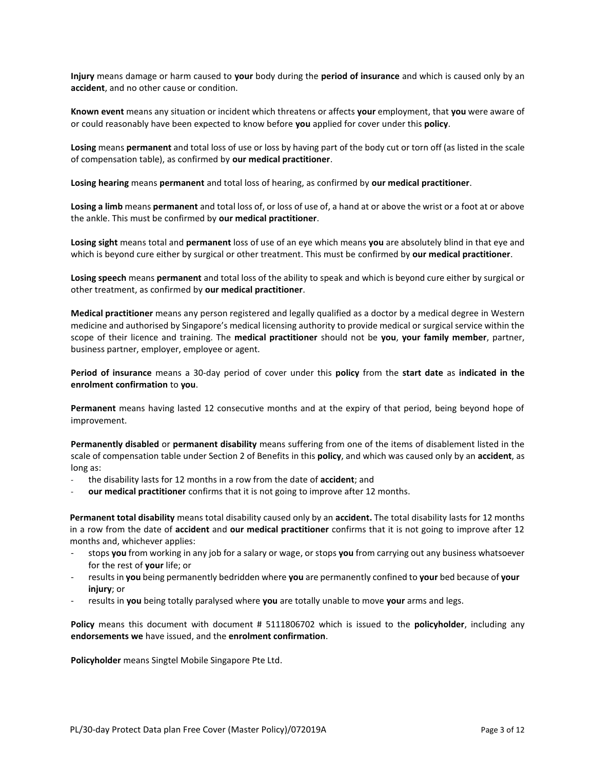**Injury** means damage or harm caused to **your** body during the **period of insurance** and which is caused only by an **accident**, and no other cause or condition.

**Known event** means any situation or incident which threatens or affects **your** employment, that **you** were aware of or could reasonably have been expected to know before **you** applied for cover under this **policy**.

**Losing** means **permanent** and total loss of use or loss by having part of the body cut or torn off (as listed in the scale of compensation table), as confirmed by **our medical practitioner**.

**Losing hearing** means **permanent** and total loss of hearing, as confirmed by **our medical practitioner**.

**Losing a limb** means **permanent** and total loss of, or loss of use of, a hand at or above the wrist or a foot at or above the ankle. This must be confirmed by **our medical practitioner**.

**Losing sight** means total and **permanent** loss of use of an eye which means **you** are absolutely blind in that eye and which is beyond cure either by surgical or other treatment. This must be confirmed by **our medical practitioner**.

**Losing speech** means **permanent** and total loss of the ability to speak and which is beyond cure either by surgical or other treatment, as confirmed by **our medical practitioner**.

**Medical practitioner** means any person registered and legally qualified as a doctor by a medical degree in Western medicine and authorised by Singapore's medical licensing authority to provide medical or surgical service within the scope of their licence and training. The **medical practitioner** should not be **you**, **your family member**, partner, business partner, employer, employee or agent.

**Period of insurance** means a 30-day period of cover under this **policy** from the **start date** as **indicated in the enrolment confirmation** to **you**.

**Permanent** means having lasted 12 consecutive months and at the expiry of that period, being beyond hope of improvement.

**Permanently disabled** or **permanent disability** means suffering from one of the items of disablement listed in the scale of compensation table under Section 2 of Benefits in this **policy**, and which was caused only by an **accident**, as long as:

- the disability lasts for 12 months in a row from the date of **accident**; and
- **our medical practitioner** confirms that it is not going to improve after 12 months.

**Permanent total disability** means total disability caused only by an **accident.** The total disability lasts for 12 months in a row from the date of **accident** and **our medical practitioner** confirms that it is not going to improve after 12 months and, whichever applies:

- stops **you** from working in any job for a salary or wage, or stops **you** from carrying out any business whatsoever for the rest of **your** life; or
- results in **you** being permanently bedridden where **you** are permanently confined to **your** bed because of **your injury**; or
- results in **you** being totally paralysed where **you** are totally unable to move **your** arms and legs.

**Policy** means this document with document # 5111806702 which is issued to the **policyholder**, including any **endorsements we** have issued, and the **enrolment confirmation**.

**Policyholder** means Singtel Mobile Singapore Pte Ltd.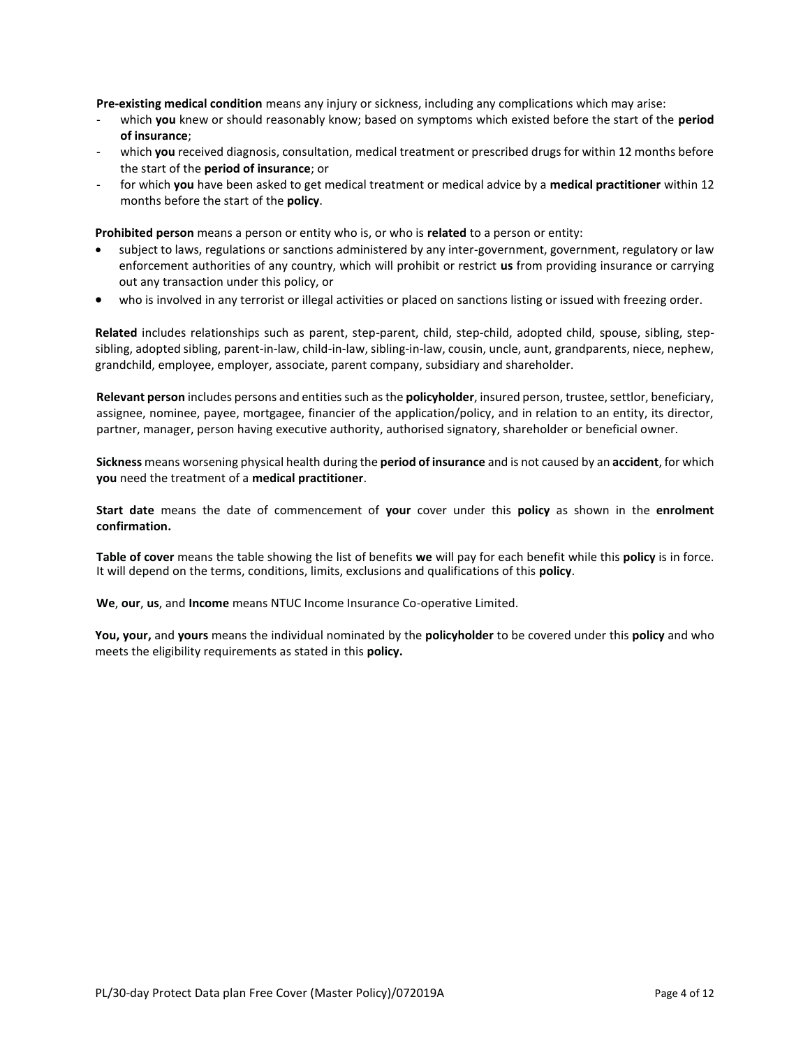**Pre-existing medical condition** means any injury or sickness, including any complications which may arise:

- which **you** knew or should reasonably know; based on symptoms which existed before the start of the **period of insurance**;
- which **you** received diagnosis, consultation, medical treatment or prescribed drugs for within 12 months before the start of the **period of insurance**; or
- for which **you** have been asked to get medical treatment or medical advice by a **medical practitioner** within 12 months before the start of the **policy**.

**Prohibited person** means a person or entity who is, or who is **related** to a person or entity:

- subject to laws, regulations or sanctions administered by any inter-government, government, regulatory or law enforcement authorities of any country, which will prohibit or restrict **us** from providing insurance or carrying out any transaction under this policy, or
- who is involved in any terrorist or illegal activities or placed on sanctions listing or issued with freezing order.

**Related** includes relationships such as parent, step-parent, child, step-child, adopted child, spouse, sibling, step-sibling, adopted sibling, parent-in-law, child-in-law, sibling-in-law, cousin, uncle, aunt, grandparents, niece, nephew, grandchild, employee, employer, associate, parent company, subsidiary and shareholder.

**Relevant person** includes persons and entities such as the **policyholder**, insured person, trustee, settlor, beneficiary, assignee, nominee, payee, mortgagee, financier of the application/policy, and in relation to an entity, its director, partner, manager, person having executive authority, authorised signatory, shareholder or beneficial owner.

**Sickness** means worsening physical health during the **period of insurance** and is not caused by an **accident**, for which **you** need the treatment of a **medical practitioner**.

**Start date** means the date of commencement of **your** cover under this **policy** as shown in the **enrolment confirmation.**

**Table of cover** means the table showing the list of benefits **we** will pay for each benefit while this **policy** is in force. It will depend on the terms, conditions, limits, exclusions and qualifications of this **policy**.

**We**, **our**, **us**, and **Income** means NTUC Income Insurance Co-operative Limited.

**You, your,** and **yours** means the individual nominated by the **policyholder** to be covered under this **policy** and who meets the eligibility requirements as stated in this **policy.**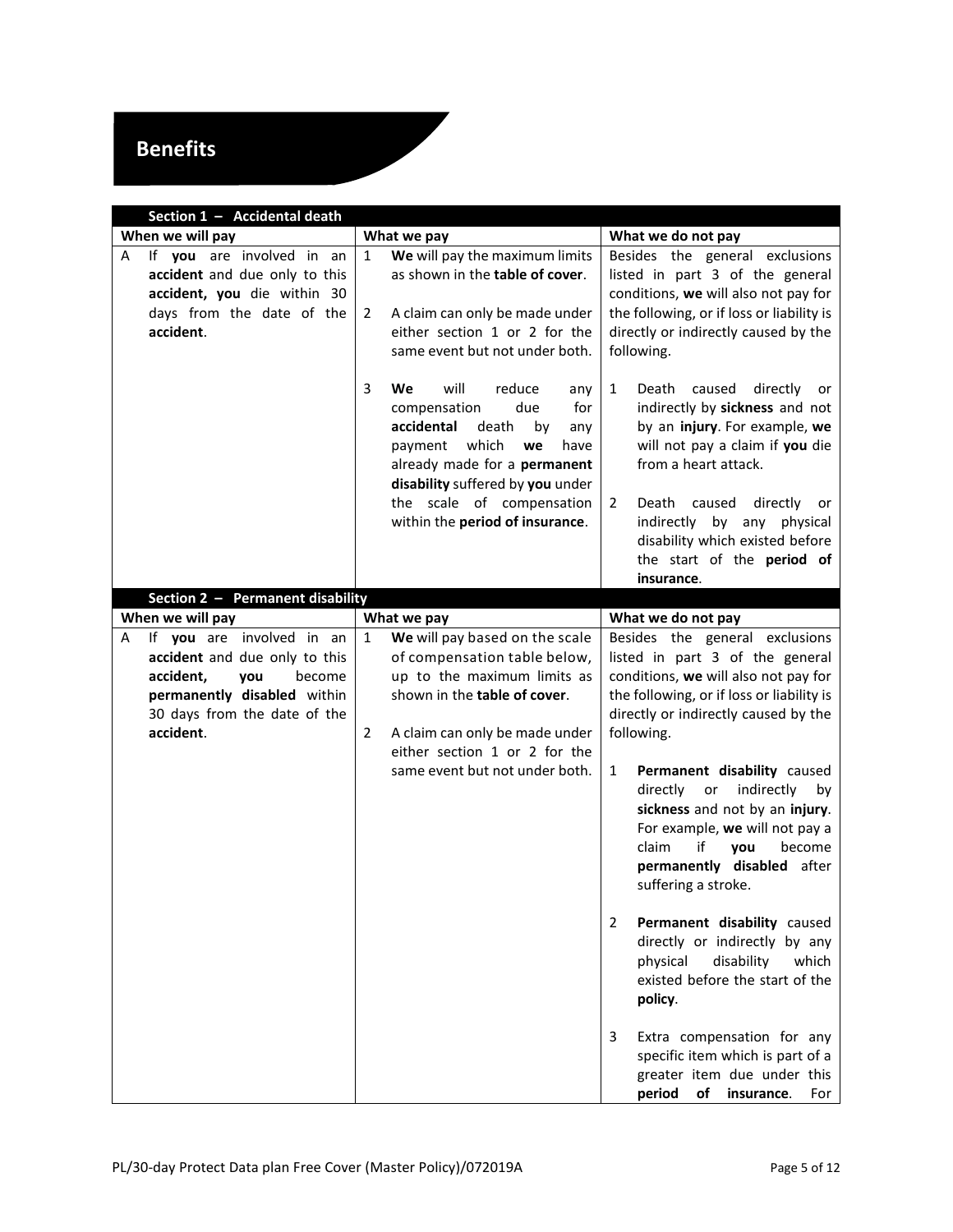# Benefits

| Section 1 – Accidental death | | |
|---|---|---|
| **When we will pay** | **What we pay** | **What we do not pay** |
| A If **you** are involved in an **accident** and due only to this **accident, you** die within 30 days from the date of the **accident**. | 1 **We** will pay the maximum limits as shown in the **table of cover**.<br><br>2 A claim can only be made under either section 1 or 2 for the same event but not under both.<br><br>3 **We** will reduce any compensation due for **accidental** death by any payment which **we** have already made for a **permanent disability** suffered by **you** under the scale of compensation within the **period of insurance**. | Besides the general exclusions listed in part 3 of the general conditions, **we** will also not pay for the following, or if loss or liability is directly or indirectly caused by the following.<br><br>1 Death caused directly or indirectly by **sickness** and not by an **injury**. For example, **we** will not pay a claim if **you** die from a heart attack.<br><br>2 Death caused directly or indirectly by any physical disability which existed before the start of the **period of insurance**. |

| Section 2 – Permanent disability | | |
|---|---|---|
| **When we will pay** | **What we pay** | **What we do not pay** |
| A If **you** are involved in an **accident** and due only to this **accident, you** become **permanently disabled** within 30 days from the date of the **accident**. | 1 **We** will pay based on the scale of compensation table below, up to the maximum limits as shown in the **table of cover**.<br><br>2 A claim can only be made under either section 1 or 2 for the same event but not under both. | Besides the general exclusions listed in part 3 of the general conditions, **we** will also not pay for the following, or if loss or liability is directly or indirectly caused by the following.<br><br>1 **Permanent disability** caused directly or indirectly by **sickness** and not by an **injury**. For example, **we** will not pay a claim if **you** become **permanently disabled** after suffering a stroke.<br><br>2 **Permanent disability** caused directly or indirectly by any physical disability which existed before the start of the **policy**.<br><br>3 Extra compensation for any specific item which is part of a greater item due under this **period of insurance**. For |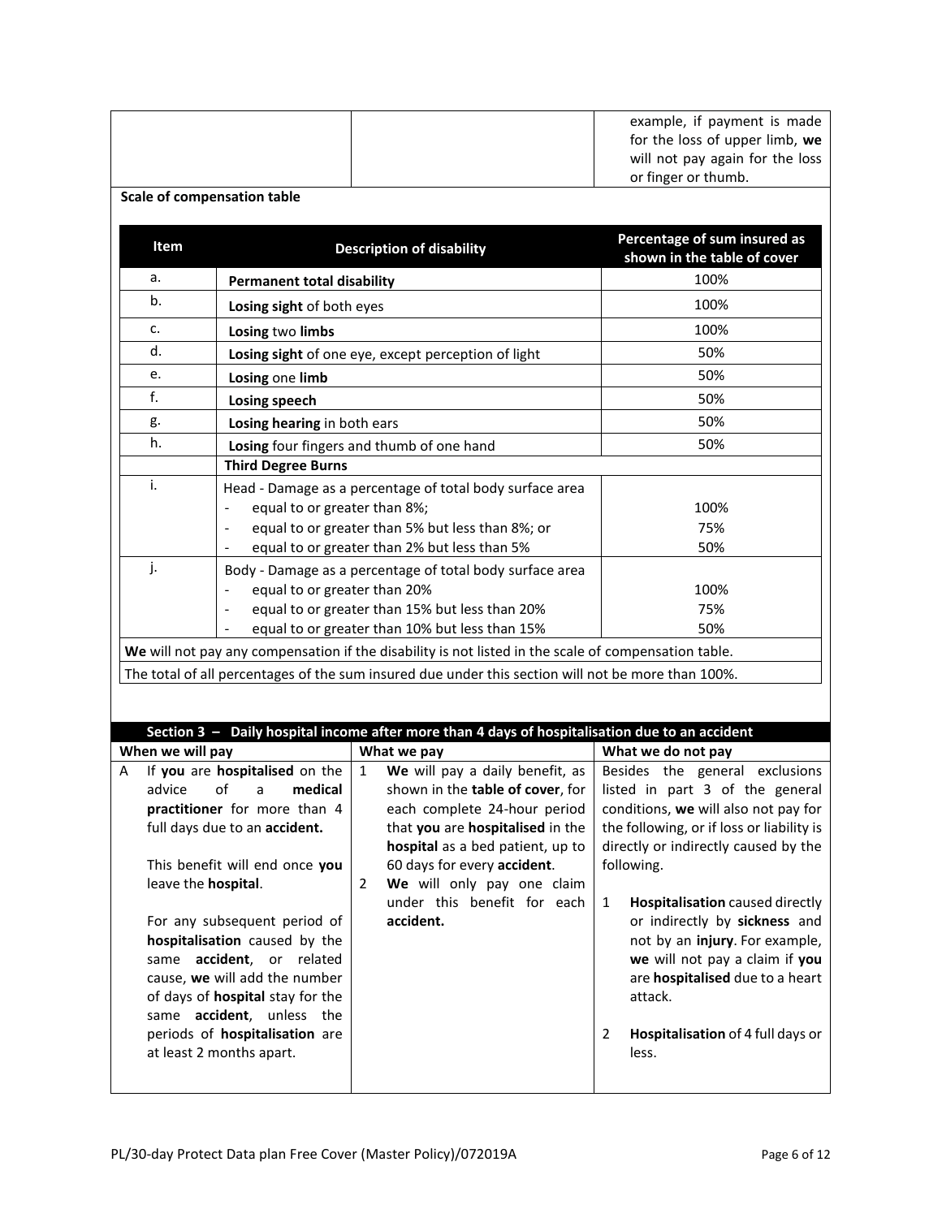| | | example, if payment is made for the loss of upper limb, **we** will not pay again for the loss or finger or thumb. |
|---|---|---|

**Scale of compensation table**

| Item | Description of disability | Percentage of sum insured as shown in the table of cover |
|---|---|---|
| a. | **Permanent total disability** | 100% |
| b. | **Losing sight** of both eyes | 100% |
| c. | **Losing** two **limbs** | 100% |
| d. | **Losing sight** of one eye, except perception of light | 50% |
| e. | **Losing** one **limb** | 50% |
| f. | **Losing speech** | 50% |
| g. | **Losing hearing** in both ears | 50% |
| h. | **Losing** four fingers and thumb of one hand | 50% |
| | **Third Degree Burns** | |
| i. | Head - Damage as a percentage of total body surface area<br>- equal to or greater than 8%;<br>- equal to or greater than 5% but less than 8%; or<br>- equal to or greater than 2% but less than 5% | <br>100%<br>75%<br>50% |
| j. | Body - Damage as a percentage of total body surface area<br>- equal to or greater than 20%<br>- equal to or greater than 15% but less than 20%<br>- equal to or greater than 10% but less than 15% | <br>100%<br>75%<br>50% |

**We** will not pay any compensation if the disability is not listed in the scale of compensation table.

The total of all percentages of the sum insured due under this section will not be more than 100%.

## Section 3 – Daily hospital income after more than 4 days of hospitalisation due to an accident

| When we will pay | What we pay | What we do not pay |
|---|---|---|
| A If **you** are **hospitalised** on the advice of a **medical practitioner** for more than 4 full days due to an **accident.**<br><br>This benefit will end once **you** leave the **hospital**.<br><br>For any subsequent period of **hospitalisation** caused by the same **accident**, or related cause, **we** will add the number of days of **hospital** stay for the same **accident**, unless the periods of **hospitalisation** are at least 2 months apart. | 1 **We** will pay a daily benefit, as shown in the **table of cover**, for each complete 24-hour period that **you** are **hospitalised** in the **hospital** as a bed patient, up to 60 days for every **accident**.<br><br>2 **We** will only pay one claim under this benefit for each **accident.** | Besides the general exclusions listed in part 3 of the general conditions, **we** will also not pay for the following, or if loss or liability is directly or indirectly caused by the following.<br><br>1 **Hospitalisation** caused directly or indirectly by **sickness** and not by an **injury**. For example, **we** will not pay a claim if **you** are **hospitalised** due to a heart attack.<br><br>2 **Hospitalisation** of 4 full days or less. |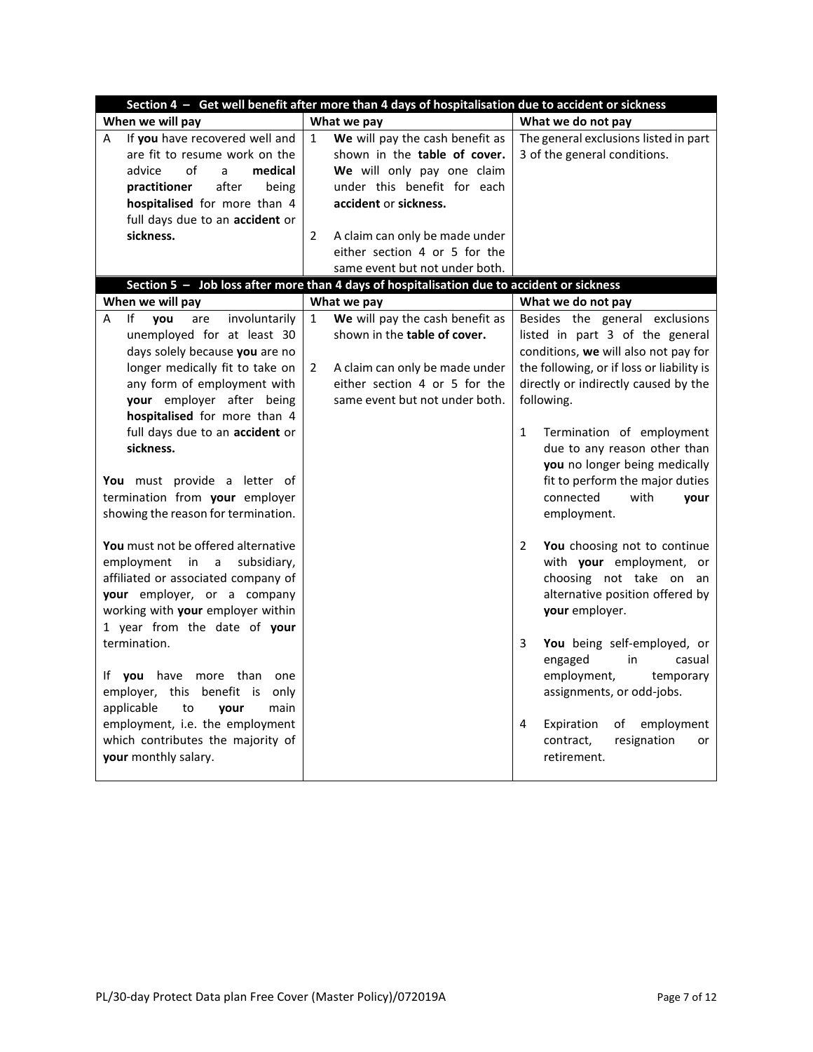| Section 4 – Get well benefit after more than 4 days of hospitalisation due to accident or sickness | | |
|---|---|---|
| **When we will pay** | **What we pay** | **What we do not pay** |
| A If **you** have recovered well and are fit to resume work on the advice of a **medical practitioner** after being **hospitalised** for more than 4 full days due to an **accident** or **sickness.** | 1 **We** will pay the cash benefit as shown in the **table of cover. We** will only pay one claim under this benefit for each **accident** or **sickness.**<br><br>2 A claim can only be made under either section 4 or 5 for the same event but not under both. | The general exclusions listed in part 3 of the general conditions. |

| Section 5 – Job loss after more than 4 days of hospitalisation due to accident or sickness | | |
|---|---|---|
| **When we will pay** | **What we pay** | **What we do not pay** |
| A If **you** are involuntarily unemployed for at least 30 days solely because **you** are no longer medically fit to take on any form of employment with **your** employer after being **hospitalised** for more than 4 full days due to an **accident** or **sickness.**<br><br>**You** must provide a letter of termination from **your** employer showing the reason for termination.<br><br>**You** must not be offered alternative employment in a subsidiary, affiliated or associated company of **your** employer, or a company working with **your** employer within 1 year from the date of **your** termination.<br><br>If **you** have more than one employer, this benefit is only applicable to **your** main employment, i.e. the employment which contributes the majority of **your** monthly salary. | 1 **We** will pay the cash benefit as shown in the **table of cover.**<br><br>2 A claim can only be made under either section 4 or 5 for the same event but not under both. | Besides the general exclusions listed in part 3 of the general conditions, **we** will also not pay for the following, or if loss or liability is directly or indirectly caused by the following.<br><br>1 Termination of employment due to any reason other than **you** no longer being medically fit to perform the major duties connected with **your** employment.<br><br>2 **You** choosing not to continue with **your** employment, or choosing not take on an alternative position offered by **your** employer.<br><br>3 **You** being self-employed, or engaged in casual employment, temporary assignments, or odd-jobs.<br><br>4 Expiration of employment contract, resignation or retirement. |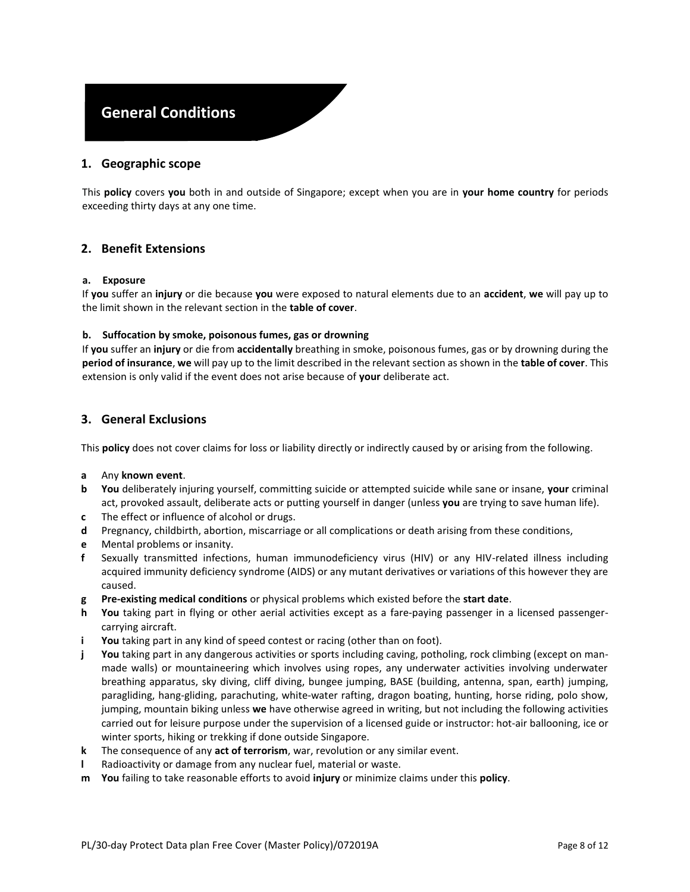# General Conditions

## 1. Geographic scope

This **policy** covers **you** both in and outside of Singapore; except when you are in **your home country** for periods exceeding thirty days at any one time.

## 2. Benefit Extensions

**a. Exposure**

If **you** suffer an **injury** or die because **you** were exposed to natural elements due to an **accident**, **we** will pay up to the limit shown in the relevant section in the **table of cover**.

**b. Suffocation by smoke, poisonous fumes, gas or drowning**

If **you** suffer an **injury** or die from **accidentally** breathing in smoke, poisonous fumes, gas or by drowning during the **period of insurance**, **we** will pay up to the limit described in the relevant section as shown in the **table of cover**. This extension is only valid if the event does not arise because of **your** deliberate act.

## 3. General Exclusions

This **policy** does not cover claims for loss or liability directly or indirectly caused by or arising from the following.

- **a** Any **known event**.
- **b** **You** deliberately injuring yourself, committing suicide or attempted suicide while sane or insane, **your** criminal act, provoked assault, deliberate acts or putting yourself in danger (unless **you** are trying to save human life).
- **c** The effect or influence of alcohol or drugs.
- **d** Pregnancy, childbirth, abortion, miscarriage or all complications or death arising from these conditions,
- **e** Mental problems or insanity.
- **f** Sexually transmitted infections, human immunodeficiency virus (HIV) or any HIV-related illness including acquired immunity deficiency syndrome (AIDS) or any mutant derivatives or variations of this however they are caused.
- **g** **Pre-existing medical conditions** or physical problems which existed before the **start date**.
- **h** **You** taking part in flying or other aerial activities except as a fare-paying passenger in a licensed passenger-carrying aircraft.
- **i** **You** taking part in any kind of speed contest or racing (other than on foot).
- **j** **You** taking part in any dangerous activities or sports including caving, potholing, rock climbing (except on man-made walls) or mountaineering which involves using ropes, any underwater activities involving underwater breathing apparatus, sky diving, cliff diving, bungee jumping, BASE (building, antenna, span, earth) jumping, paragliding, hang-gliding, parachuting, white-water rafting, dragon boating, hunting, horse riding, polo show, jumping, mountain biking unless **we** have otherwise agreed in writing, but not including the following activities carried out for leisure purpose under the supervision of a licensed guide or instructor: hot-air ballooning, ice or winter sports, hiking or trekking if done outside Singapore.
- **k** The consequence of any **act of terrorism**, war, revolution or any similar event.
- **l** Radioactivity or damage from any nuclear fuel, material or waste.
- **m** **You** failing to take reasonable efforts to avoid **injury** or minimize claims under this **policy**.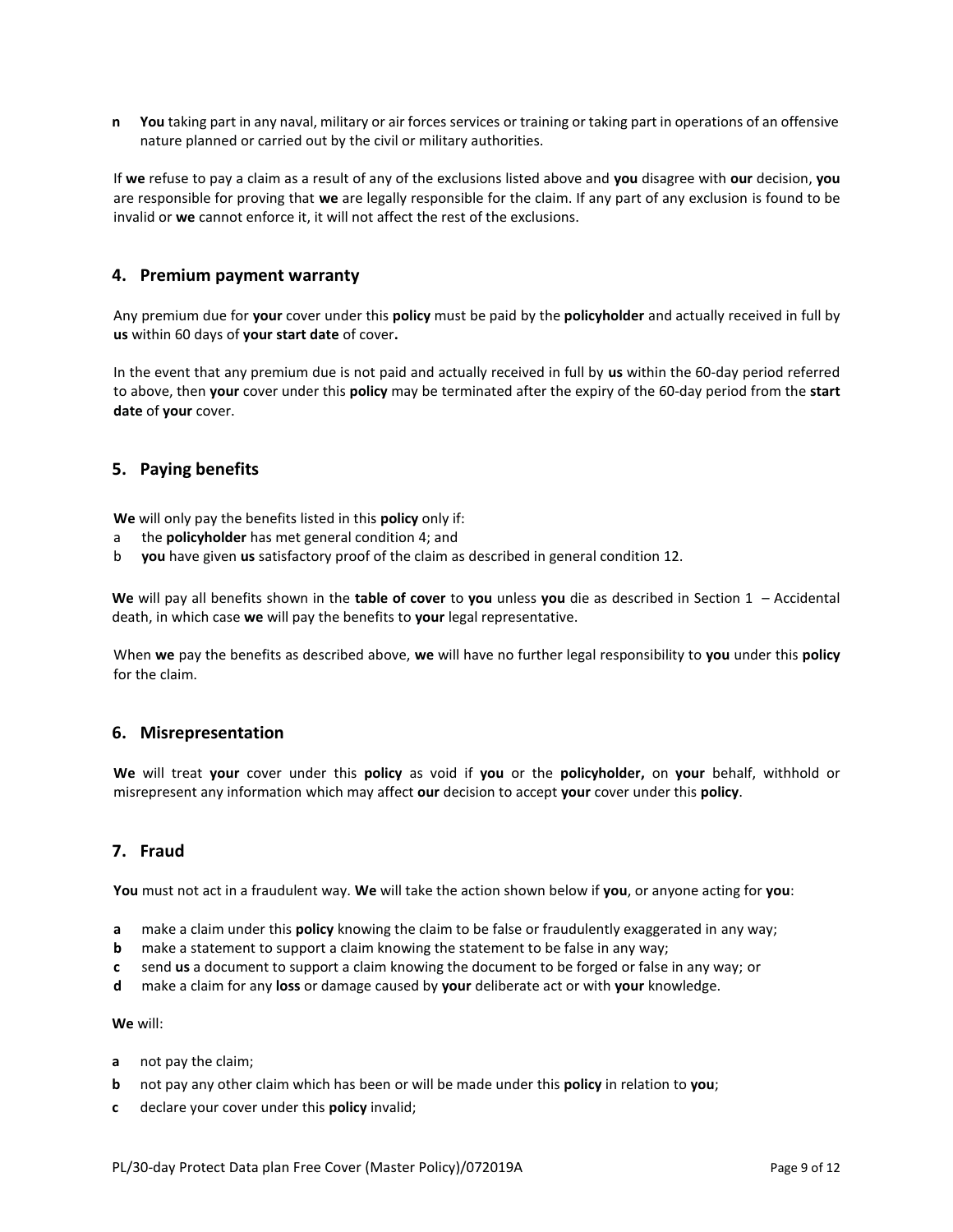**n** **You** taking part in any naval, military or air forces services or training or taking part in operations of an offensive nature planned or carried out by the civil or military authorities.

If **we** refuse to pay a claim as a result of any of the exclusions listed above and **you** disagree with **our** decision, **you** are responsible for proving that **we** are legally responsible for the claim. If any part of any exclusion is found to be invalid or **we** cannot enforce it, it will not affect the rest of the exclusions.

## 4. Premium payment warranty

Any premium due for **your** cover under this **policy** must be paid by the **policyholder** and actually received in full by **us** within 60 days of **your start date** of cover**.**

In the event that any premium due is not paid and actually received in full by **us** within the 60-day period referred to above, then **your** cover under this **policy** may be terminated after the expiry of the 60-day period from the **start date** of **your** cover.

## 5. Paying benefits

**We** will only pay the benefits listed in this **policy** only if:

a the **policyholder** has met general condition 4; and
b **you** have given **us** satisfactory proof of the claim as described in general condition 12.

**We** will pay all benefits shown in the **table of cover** to **you** unless **you** die as described in Section 1 – Accidental death, in which case **we** will pay the benefits to **your** legal representative.

When **we** pay the benefits as described above, **we** will have no further legal responsibility to **you** under this **policy** for the claim.

## 6. Misrepresentation

**We** will treat **your** cover under this **policy** as void if **you** or the **policyholder,** on **your** behalf, withhold or misrepresent any information which may affect **our** decision to accept **your** cover under this **policy**.

## 7. Fraud

**You** must not act in a fraudulent way. **We** will take the action shown below if **you**, or anyone acting for **you**:

**a** make a claim under this **policy** knowing the claim to be false or fraudulently exaggerated in any way;
**b** make a statement to support a claim knowing the statement to be false in any way;
**c** send **us** a document to support a claim knowing the document to be forged or false in any way; or
**d** make a claim for any **loss** or damage caused by **your** deliberate act or with **your** knowledge.

**We** will:

**a** not pay the claim;
**b** not pay any other claim which has been or will be made under this **policy** in relation to **you**;
**c** declare your cover under this **policy** invalid;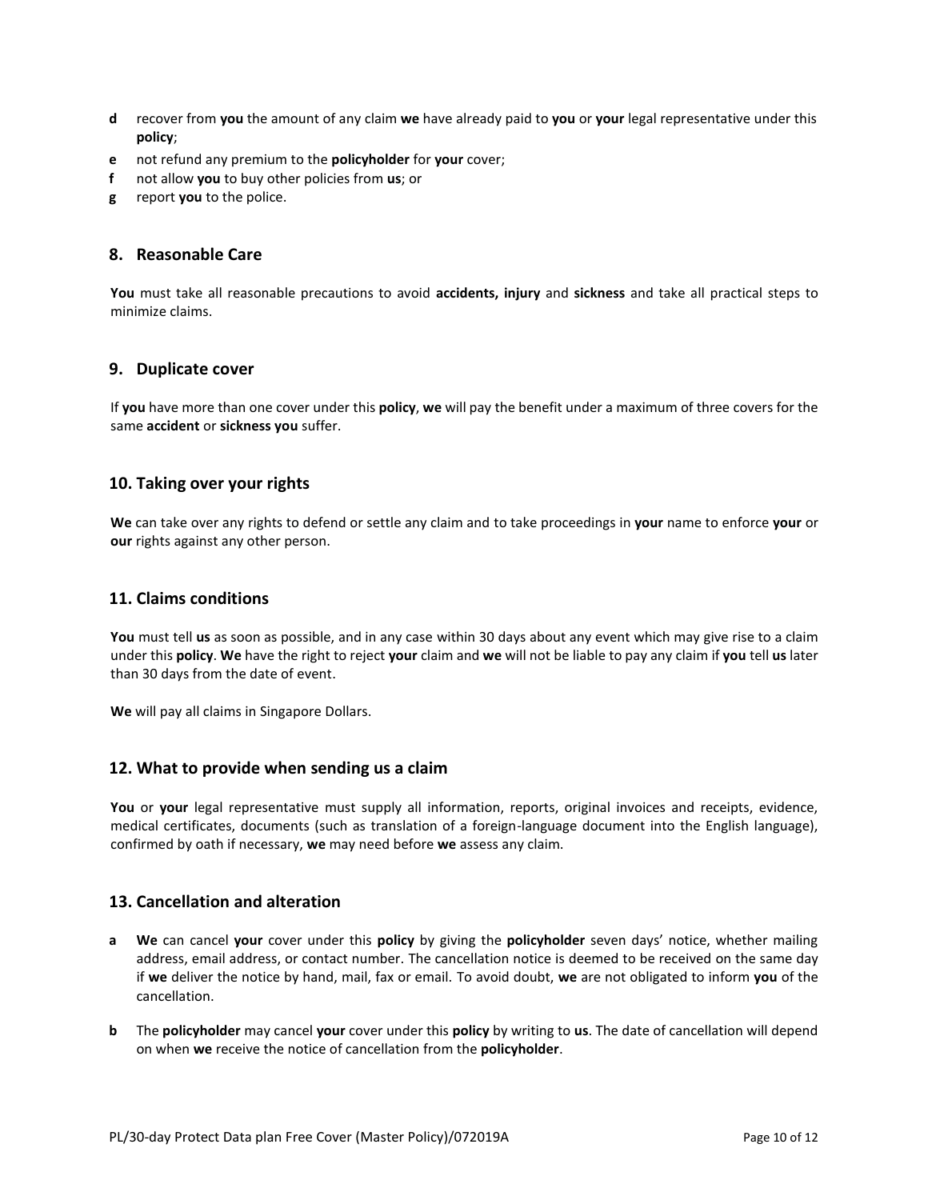**d** recover from **you** the amount of any claim **we** have already paid to **you** or **your** legal representative under this **policy**;

**e** not refund any premium to the **policyholder** for **your** cover;

**f** not allow **you** to buy other policies from **us**; or

**g** report **you** to the police.

## 8. Reasonable Care

**You** must take all reasonable precautions to avoid **accidents, injury** and **sickness** and take all practical steps to minimize claims.

## 9. Duplicate cover

If **you** have more than one cover under this **policy**, **we** will pay the benefit under a maximum of three covers for the same **accident** or **sickness you** suffer.

## 10. Taking over your rights

**We** can take over any rights to defend or settle any claim and to take proceedings in **your** name to enforce **your** or **our** rights against any other person.

## 11. Claims conditions

**You** must tell **us** as soon as possible, and in any case within 30 days about any event which may give rise to a claim under this **policy**. **We** have the right to reject **your** claim and **we** will not be liable to pay any claim if **you** tell **us** later than 30 days from the date of event.

**We** will pay all claims in Singapore Dollars.

## 12. What to provide when sending us a claim

**You** or **your** legal representative must supply all information, reports, original invoices and receipts, evidence, medical certificates, documents (such as translation of a foreign-language document into the English language), confirmed by oath if necessary, **we** may need before **we** assess any claim.

## 13. Cancellation and alteration

**a** **We** can cancel **your** cover under this **policy** by giving the **policyholder** seven days' notice, whether mailing address, email address, or contact number. The cancellation notice is deemed to be received on the same day if **we** deliver the notice by hand, mail, fax or email. To avoid doubt, **we** are not obligated to inform **you** of the cancellation.

**b** The **policyholder** may cancel **your** cover under this **policy** by writing to **us**. The date of cancellation will depend on when **we** receive the notice of cancellation from the **policyholder**.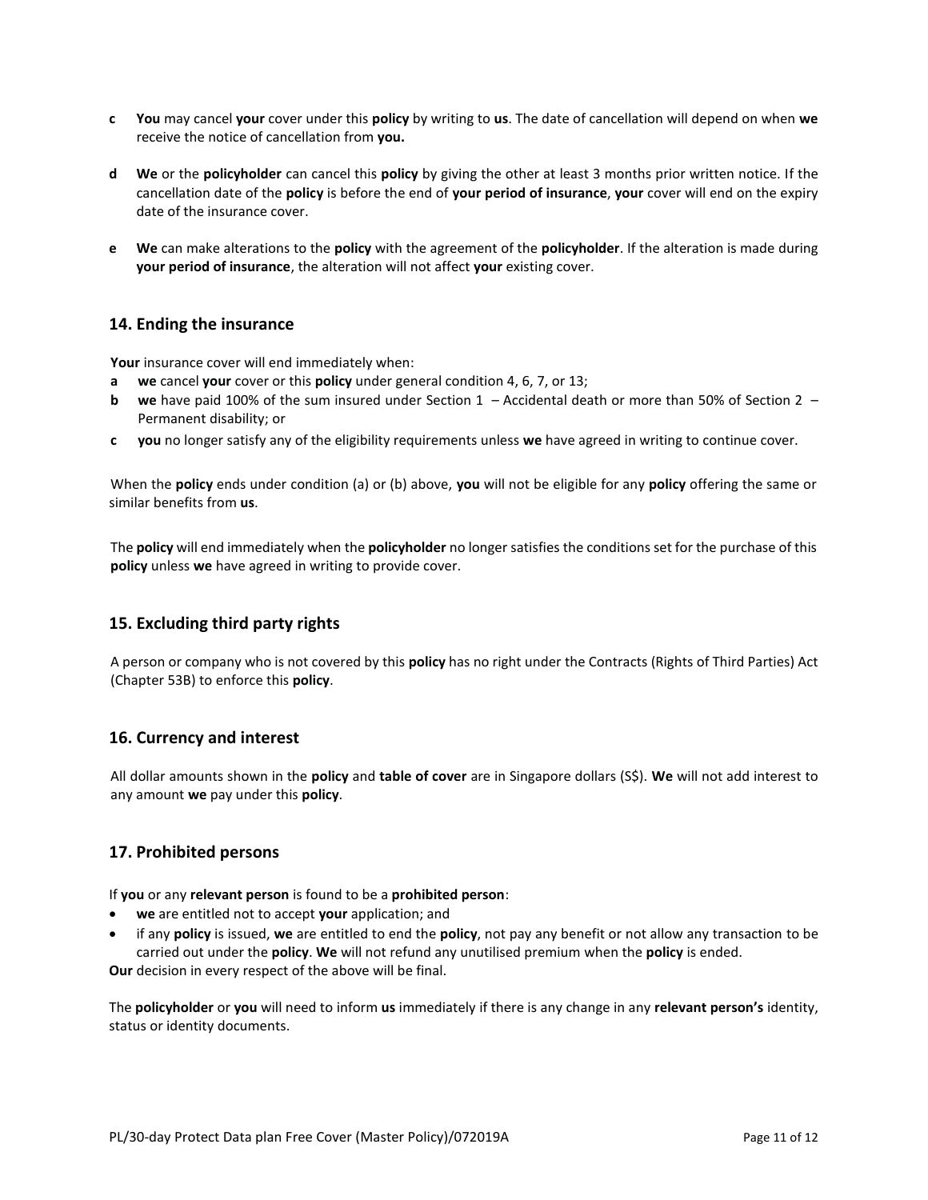**c** **You** may cancel **your** cover under this **policy** by writing to **us**. The date of cancellation will depend on when **we** receive the notice of cancellation from **you.**

**d** **We** or the **policyholder** can cancel this **policy** by giving the other at least 3 months prior written notice. If the cancellation date of the **policy** is before the end of **your period of insurance**, **your** cover will end on the expiry date of the insurance cover.

**e** **We** can make alterations to the **policy** with the agreement of the **policyholder**. If the alteration is made during **your period of insurance**, the alteration will not affect **your** existing cover.

## 14. Ending the insurance

**Your** insurance cover will end immediately when:

**a** **we** cancel **your** cover or this **policy** under general condition 4, 6, 7, or 13;

**b** **we** have paid 100% of the sum insured under Section 1 – Accidental death or more than 50% of Section 2 – Permanent disability; or

**c** **you** no longer satisfy any of the eligibility requirements unless **we** have agreed in writing to continue cover.

When the **policy** ends under condition (a) or (b) above, **you** will not be eligible for any **policy** offering the same or similar benefits from **us**.

The **policy** will end immediately when the **policyholder** no longer satisfies the conditions set for the purchase of this **policy** unless **we** have agreed in writing to provide cover.

## 15. Excluding third party rights

A person or company who is not covered by this **policy** has no right under the Contracts (Rights of Third Parties) Act (Chapter 53B) to enforce this **policy**.

## 16. Currency and interest

All dollar amounts shown in the **policy** and **table of cover** are in Singapore dollars (S$). **We** will not add interest to any amount **we** pay under this **policy**.

## 17. Prohibited persons

If **you** or any **relevant person** is found to be a **prohibited person**:

- **we** are entitled not to accept **your** application; and
- if any **policy** is issued, **we** are entitled to end the **policy**, not pay any benefit or not allow any transaction to be carried out under the **policy**. **We** will not refund any unutilised premium when the **policy** is ended.

**Our** decision in every respect of the above will be final.

The **policyholder** or **you** will need to inform **us** immediately if there is any change in any **relevant person's** identity, status or identity documents.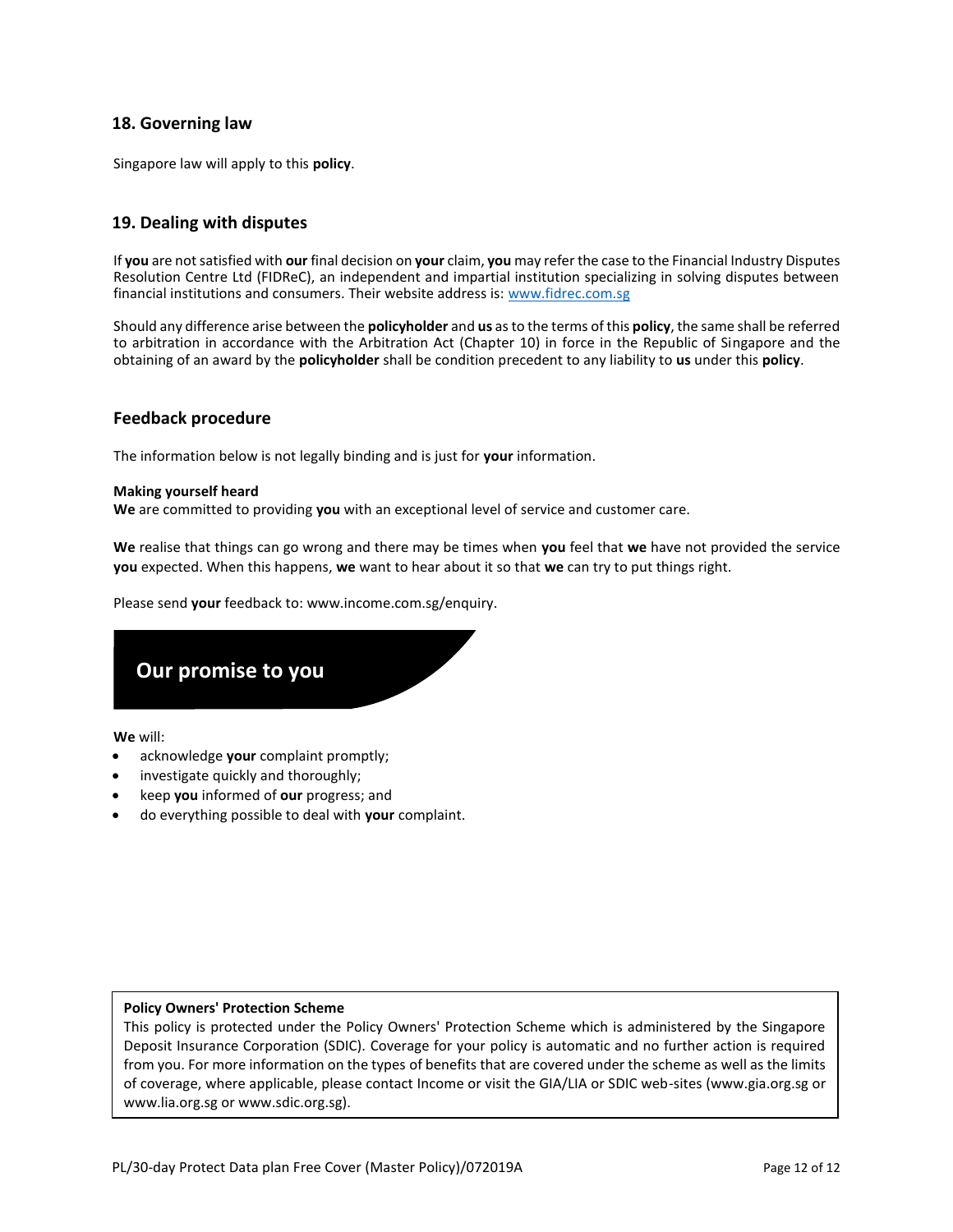## 18. Governing law

Singapore law will apply to this **policy**.

## 19. Dealing with disputes

If **you** are not satisfied with **our** final decision on **your** claim, **you** may refer the case to the Financial Industry Disputes Resolution Centre Ltd (FIDReC), an independent and impartial institution specializing in solving disputes between financial institutions and consumers. Their website address is: www.fidrec.com.sg

Should any difference arise between the **policyholder** and **us** as to the terms of this **policy**, the same shall be referred to arbitration in accordance with the Arbitration Act (Chapter 10) in force in the Republic of Singapore and the obtaining of an award by the **policyholder** shall be condition precedent to any liability to **us** under this **policy**.

## Feedback procedure

The information below is not legally binding and is just for **your** information.

**Making yourself heard**

**We** are committed to providing **you** with an exceptional level of service and customer care.

**We** realise that things can go wrong and there may be times when **you** feel that **we** have not provided the service **you** expected. When this happens, **we** want to hear about it so that **we** can try to put things right.

Please send **your** feedback to: www.income.com.sg/enquiry.

## Our promise to you

**We** will:

- acknowledge **your** complaint promptly;
- investigate quickly and thoroughly;
- keep **you** informed of **our** progress; and
- do everything possible to deal with **your** complaint.

**Policy Owners' Protection Scheme**

This policy is protected under the Policy Owners' Protection Scheme which is administered by the Singapore Deposit Insurance Corporation (SDIC). Coverage for your policy is automatic and no further action is required from you. For more information on the types of benefits that are covered under the scheme as well as the limits of coverage, where applicable, please contact Income or visit the GIA/LIA or SDIC web-sites (www.gia.org.sg or www.lia.org.sg or www.sdic.org.sg).

PL/30-day Protect Data plan Free Cover (Master Policy)/072019A